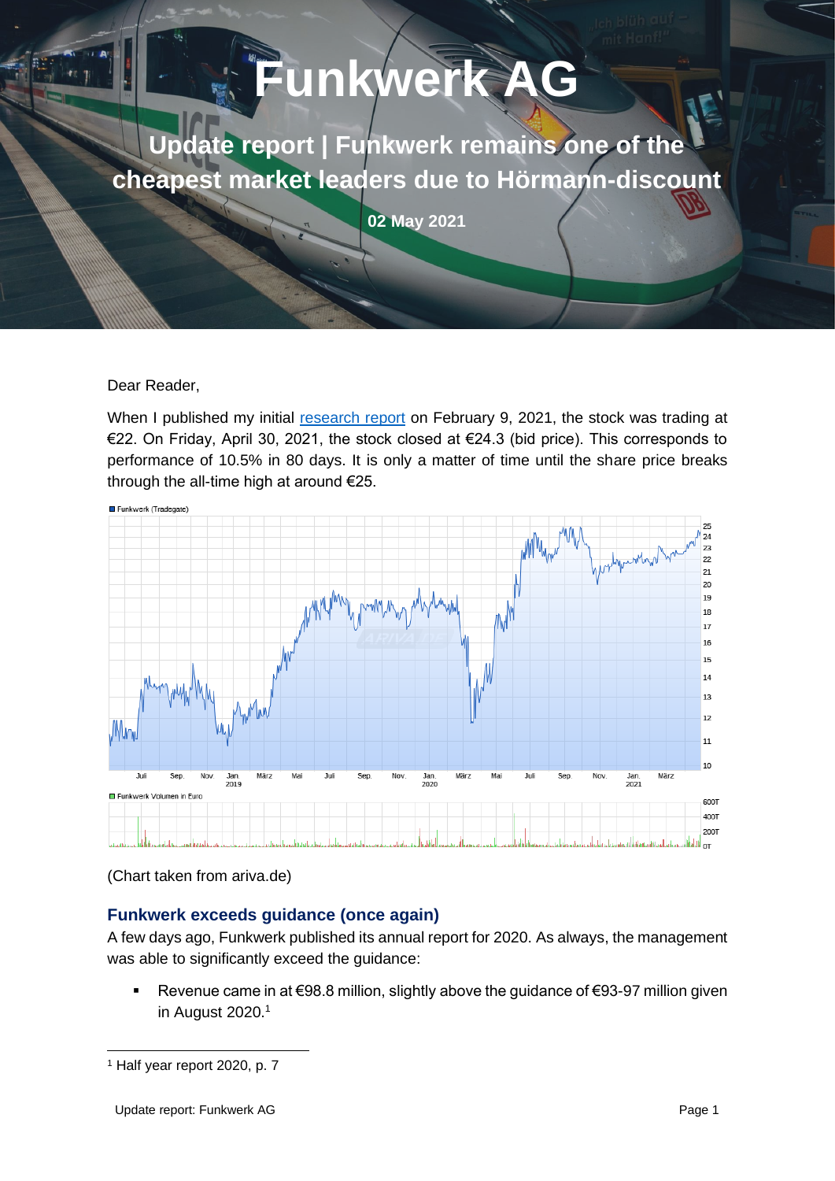# Funkwerk AG

## Update report | Funkwerk remains one of the cheapest market leaders due to Hörmann-discount

**02 May 2021**

Dear Reader,

When I published my initial [research report](research report) on February 9, 2021, the stock was trading at €22. On Friday, April 30, 2021, the stock closed at €24.3 (bid price). This corresponds to performance of 10.5% in 80 days. It is only a matter of time until the share price breaks through the all-time high at around €25.

(Chart taken from ariva.de)

### Funkwerk exceeds guidance (once again)

A few days ago, Funkwerk published its annual report for 2020. As always, the management was able to significantly exceed the guidance:

- Revenue came in at €98.8 million, slightly above the guidance of €93-97 million given in August 2020.[1]

[1] Half year report 2020, p. 7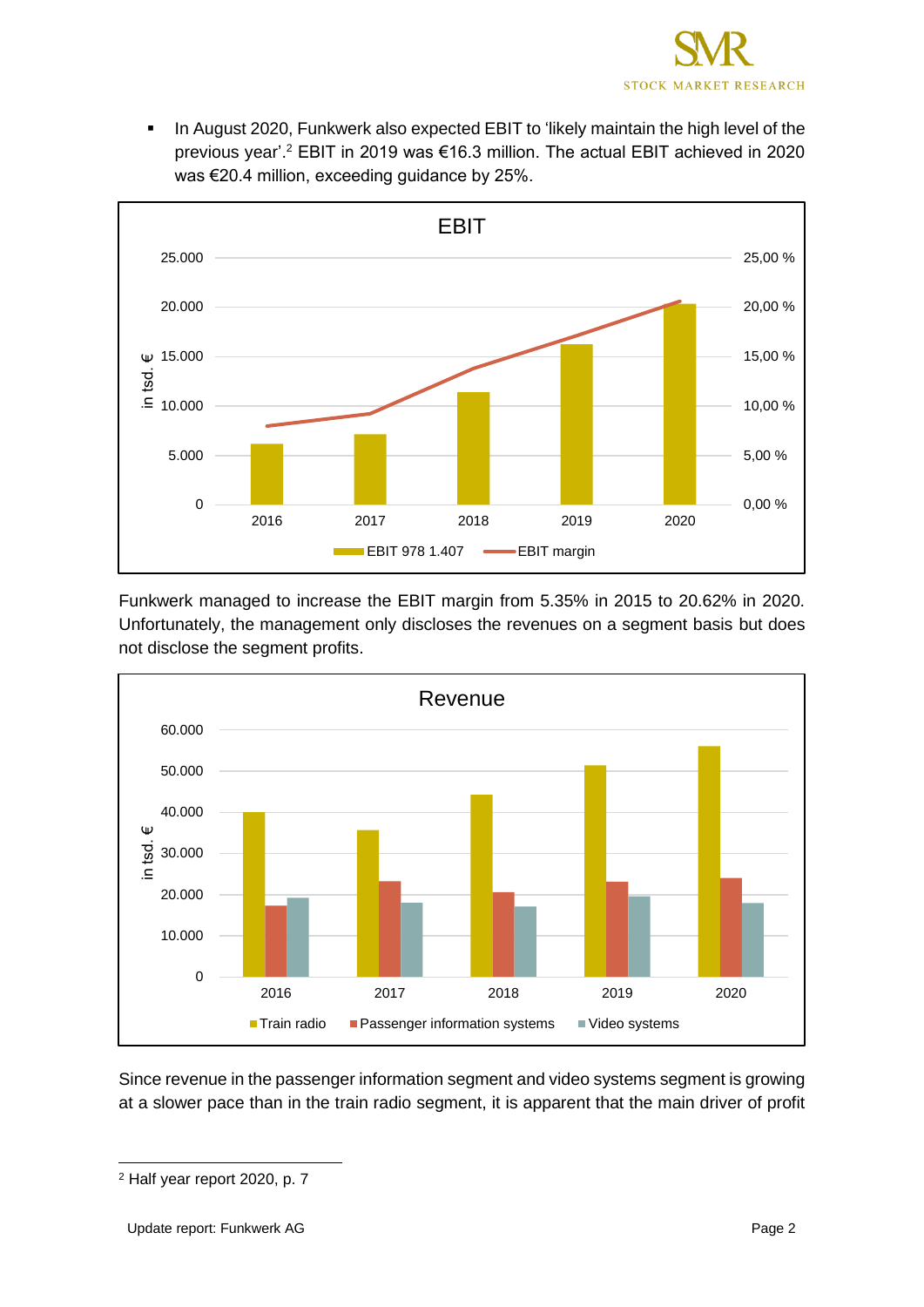- In August 2020, Funkwerk also expected EBIT to 'likely maintain the high level of the previous year'.[2] EBIT in 2019 was €16.3 million. The actual EBIT achieved in 2020 was €20.4 million, exceeding guidance by 25%.

Funkwerk managed to increase the EBIT margin from 5.35% in 2015 to 20.62% in 2020. Unfortunately, the management only discloses the revenues on a segment basis but does not disclose the segment profits.

Since revenue in the passenger information segment and video systems segment is growing at a slower pace than in the train radio segment, it is apparent that the main driver of profit

[2] Half year report 2020, p. 7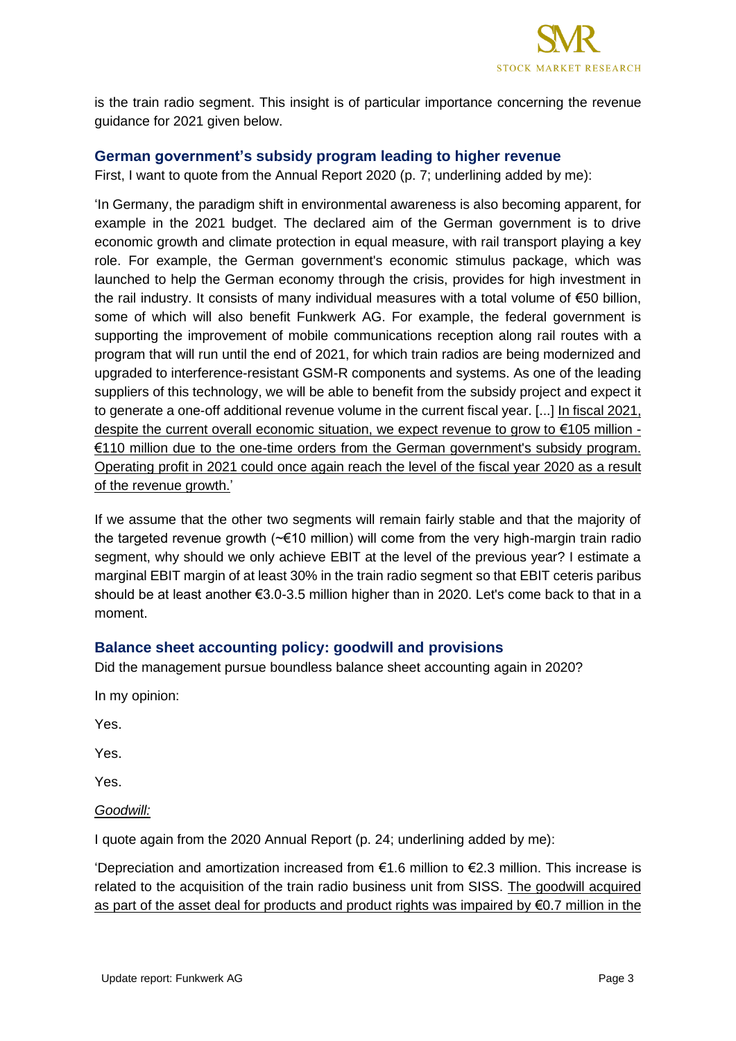is the train radio segment. This insight is of particular importance concerning the revenue guidance for 2021 given below.

### German government's subsidy program leading to higher revenue

First, I want to quote from the Annual Report 2020 (p. 7; underlining added by me):

'In Germany, the paradigm shift in environmental awareness is also becoming apparent, for example in the 2021 budget. The declared aim of the German government is to drive economic growth and climate protection in equal measure, with rail transport playing a key role. For example, the German government's economic stimulus package, which was launched to help the German economy through the crisis, provides for high investment in the rail industry. It consists of many individual measures with a total volume of €50 billion, some of which will also benefit Funkwerk AG. For example, the federal government is supporting the improvement of mobile communications reception along rail routes with a program that will run until the end of 2021, for which train radios are being modernized and upgraded to interference-resistant GSM-R components and systems. As one of the leading suppliers of this technology, we will be able to benefit from the subsidy project and expect it to generate a one-off additional revenue volume in the current fiscal year. [...] <u>In fiscal 2021, despite the current overall economic situation, we expect revenue to grow to €105 million - €110 million due to the one-time orders from the German government's subsidy program. Operating profit in 2021 could once again reach the level of the fiscal year 2020 as a result of the revenue growth.</u>'

If we assume that the other two segments will remain fairly stable and that the majority of the targeted revenue growth (~€10 million) will come from the very high-margin train radio segment, why should we only achieve EBIT at the level of the previous year? I estimate a marginal EBIT margin of at least 30% in the train radio segment so that EBIT ceteris paribus should be at least another €3.0-3.5 million higher than in 2020. Let's come back to that in a moment.

### Balance sheet accounting policy: goodwill and provisions

Did the management pursue boundless balance sheet accounting again in 2020?

In my opinion:

Yes.

Yes.

Yes.

*<u>Goodwill:</u>*

I quote again from the 2020 Annual Report (p. 24; underlining added by me):

'Depreciation and amortization increased from €1.6 million to €2.3 million. This increase is related to the acquisition of the train radio business unit from SISS. <u>The goodwill acquired as part of the asset deal for products and product rights was impaired by €0.7 million in the</u>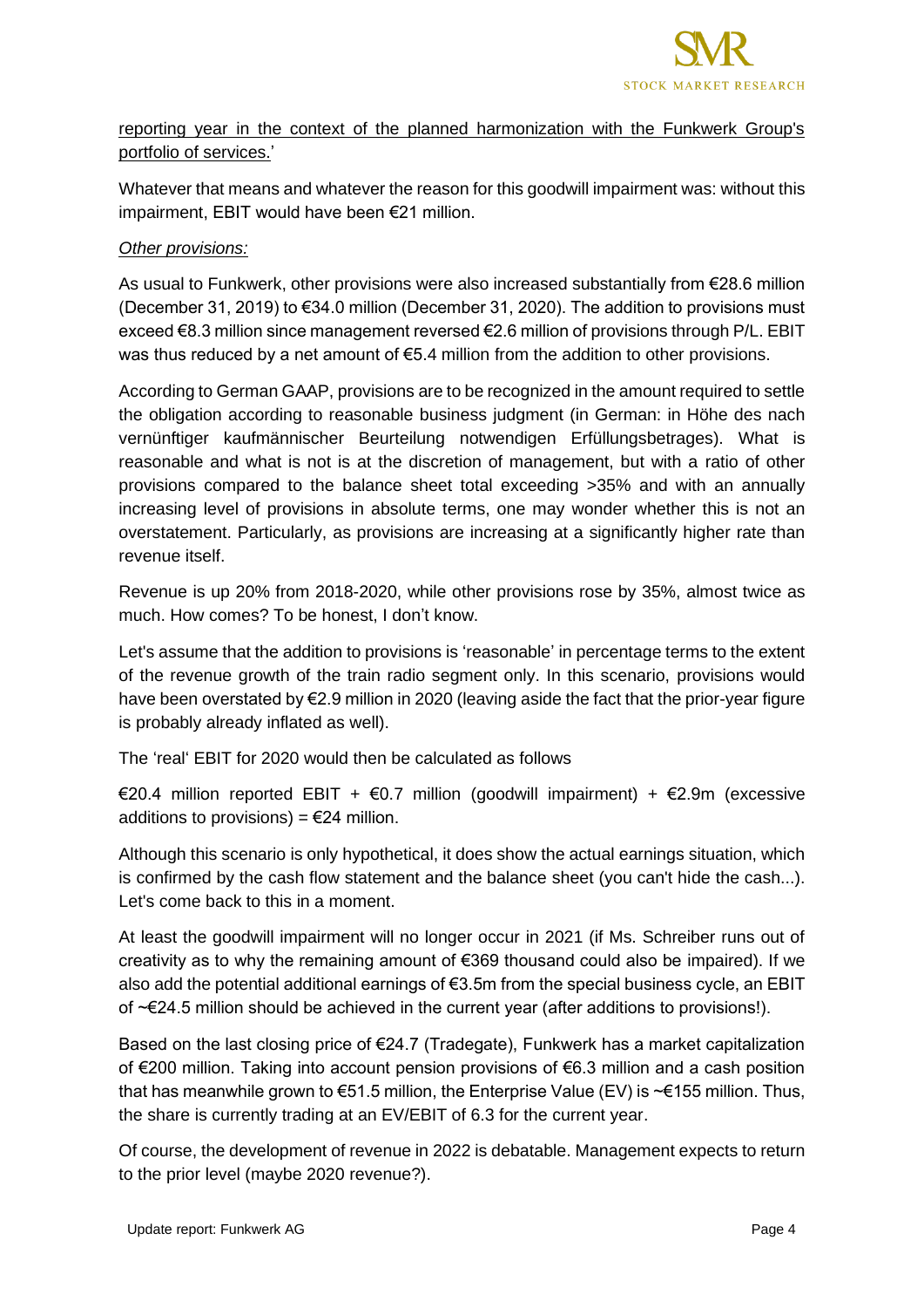reporting year in the context of the planned harmonization with the Funkwerk Group's portfolio of services.'

Whatever that means and whatever the reason for this goodwill impairment was: without this impairment, EBIT would have been €21 million.

*Other provisions:*

As usual to Funkwerk, other provisions were also increased substantially from €28.6 million (December 31, 2019) to €34.0 million (December 31, 2020). The addition to provisions must exceed €8.3 million since management reversed €2.6 million of provisions through P/L. EBIT was thus reduced by a net amount of €5.4 million from the addition to other provisions.

According to German GAAP, provisions are to be recognized in the amount required to settle the obligation according to reasonable business judgment (in German: in Höhe des nach vernünftiger kaufmännischer Beurteilung notwendigen Erfüllungsbetrages). What is reasonable and what is not is at the discretion of management, but with a ratio of other provisions compared to the balance sheet total exceeding >35% and with an annually increasing level of provisions in absolute terms, one may wonder whether this is not an overstatement. Particularly, as provisions are increasing at a significantly higher rate than revenue itself.

Revenue is up 20% from 2018-2020, while other provisions rose by 35%, almost twice as much. How comes? To be honest, I don't know.

Let's assume that the addition to provisions is 'reasonable' in percentage terms to the extent of the revenue growth of the train radio segment only. In this scenario, provisions would have been overstated by €2.9 million in 2020 (leaving aside the fact that the prior-year figure is probably already inflated as well).

The 'real' EBIT for 2020 would then be calculated as follows

€20.4 million reported EBIT + €0.7 million (goodwill impairment) + €2.9m (excessive additions to provisions) = €24 million.

Although this scenario is only hypothetical, it does show the actual earnings situation, which is confirmed by the cash flow statement and the balance sheet (you can't hide the cash...). Let's come back to this in a moment.

At least the goodwill impairment will no longer occur in 2021 (if Ms. Schreiber runs out of creativity as to why the remaining amount of €369 thousand could also be impaired). If we also add the potential additional earnings of €3.5m from the special business cycle, an EBIT of ~€24.5 million should be achieved in the current year (after additions to provisions!).

Based on the last closing price of €24.7 (Tradegate), Funkwerk has a market capitalization of €200 million. Taking into account pension provisions of €6.3 million and a cash position that has meanwhile grown to €51.5 million, the Enterprise Value (EV) is ~€155 million. Thus, the share is currently trading at an EV/EBIT of 6.3 for the current year.

Of course, the development of revenue in 2022 is debatable. Management expects to return to the prior level (maybe 2020 revenue?).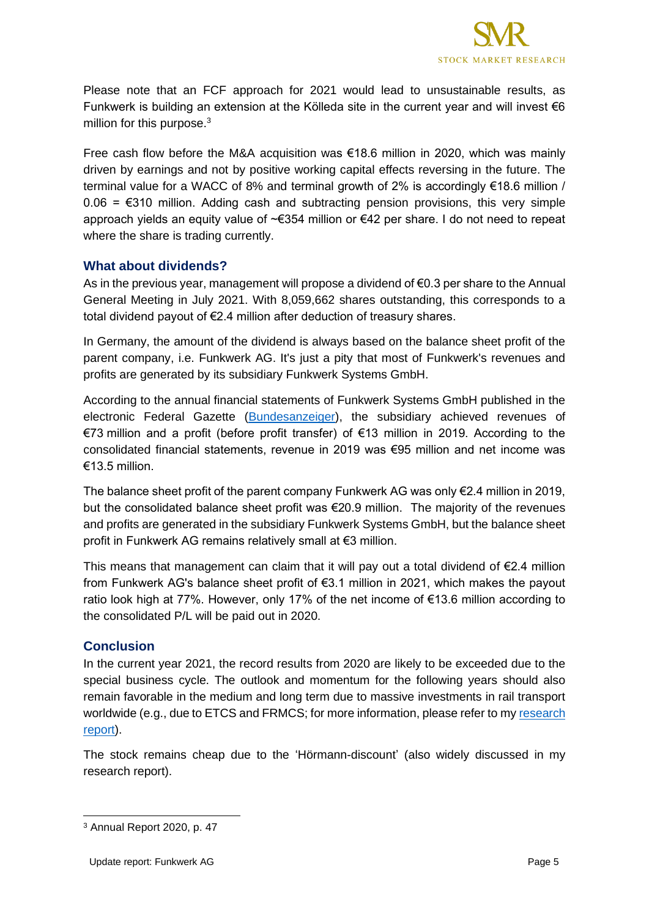Please note that an FCF approach for 2021 would lead to unsustainable results, as Funkwerk is building an extension at the Kölleda site in the current year and will invest €6 million for this purpose.[3]

Free cash flow before the M&A acquisition was €18.6 million in 2020, which was mainly driven by earnings and not by positive working capital effects reversing in the future. The terminal value for a WACC of 8% and terminal growth of 2% is accordingly €18.6 million / 0.06 = €310 million. Adding cash and subtracting pension provisions, this very simple approach yields an equity value of ~€354 million or €42 per share. I do not need to repeat where the share is trading currently.

## What about dividends?

As in the previous year, management will propose a dividend of €0.3 per share to the Annual General Meeting in July 2021. With 8,059,662 shares outstanding, this corresponds to a total dividend payout of €2.4 million after deduction of treasury shares.

In Germany, the amount of the dividend is always based on the balance sheet profit of the parent company, i.e. Funkwerk AG. It's just a pity that most of Funkwerk's revenues and profits are generated by its subsidiary Funkwerk Systems GmbH.

According to the annual financial statements of Funkwerk Systems GmbH published in the electronic Federal Gazette (Bundesanzeiger), the subsidiary achieved revenues of €73 million and a profit (before profit transfer) of €13 million in 2019. According to the consolidated financial statements, revenue in 2019 was €95 million and net income was €13.5 million.

The balance sheet profit of the parent company Funkwerk AG was only €2.4 million in 2019, but the consolidated balance sheet profit was €20.9 million. The majority of the revenues and profits are generated in the subsidiary Funkwerk Systems GmbH, but the balance sheet profit in Funkwerk AG remains relatively small at €3 million.

This means that management can claim that it will pay out a total dividend of €2.4 million from Funkwerk AG's balance sheet profit of €3.1 million in 2021, which makes the payout ratio look high at 77%. However, only 17% of the net income of €13.6 million according to the consolidated P/L will be paid out in 2020.

## Conclusion

In the current year 2021, the record results from 2020 are likely to be exceeded due to the special business cycle. The outlook and momentum for the following years should also remain favorable in the medium and long term due to massive investments in rail transport worldwide (e.g., due to ETCS and FRMCS; for more information, please refer to my research report).

The stock remains cheap due to the 'Hörmann-discount' (also widely discussed in my research report).

---

[3] Annual Report 2020, p. 47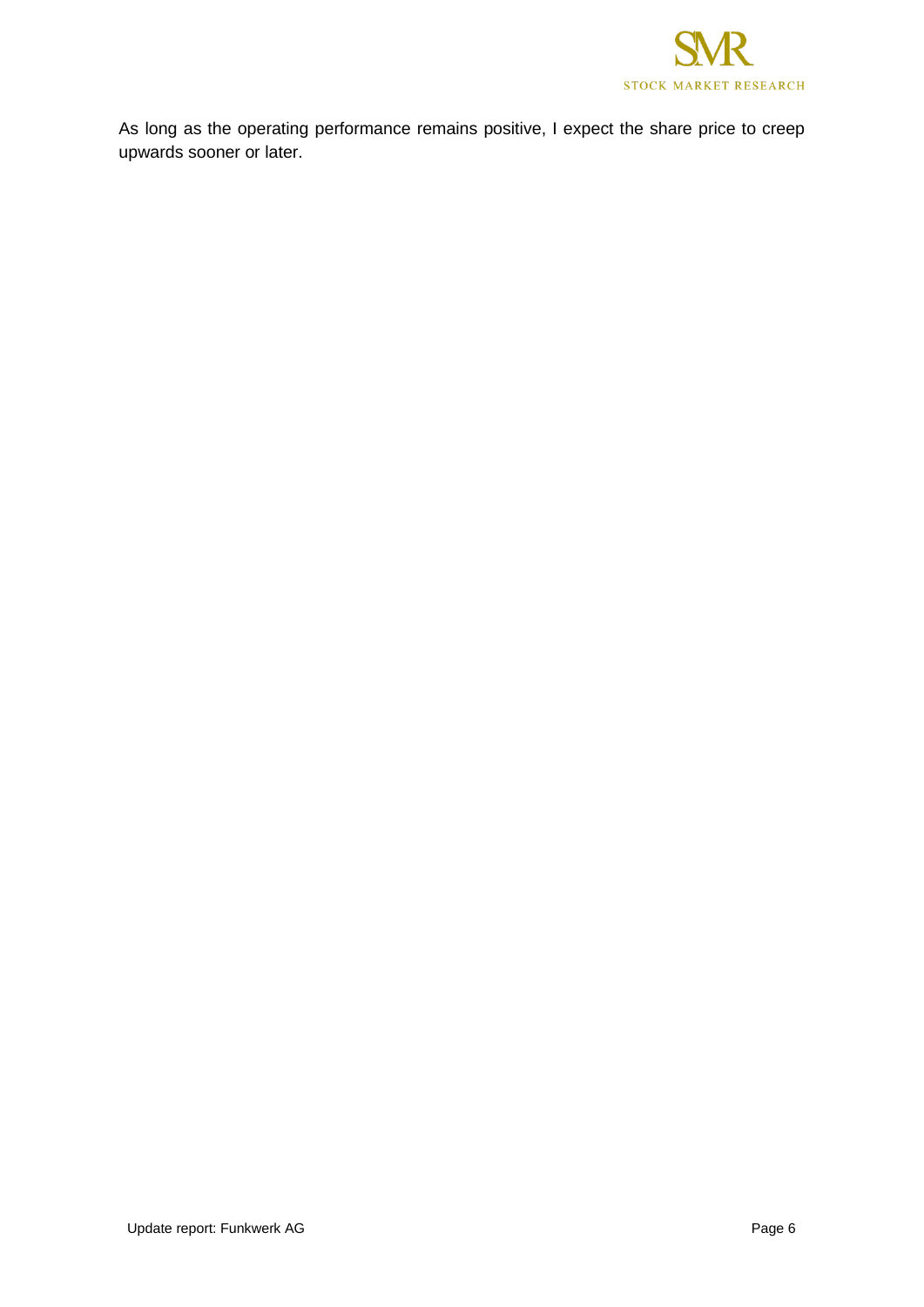As long as the operating performance remains positive, I expect the share price to creep upwards sooner or later.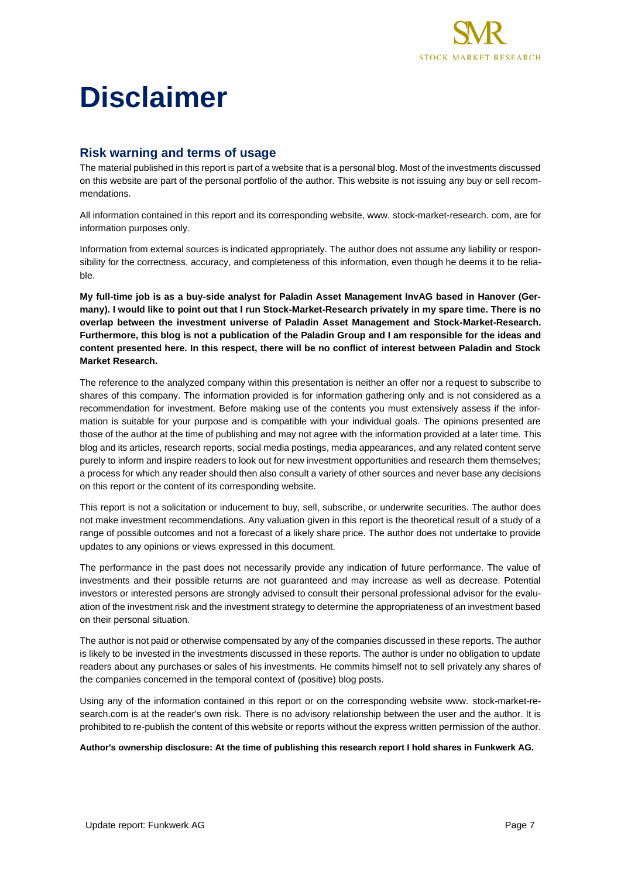# Disclaimer

## Risk warning and terms of usage

The material published in this report is part of a website that is a personal blog. Most of the investments discussed on this website are part of the personal portfolio of the author. This website is not issuing any buy or sell recommendations.

All information contained in this report and its corresponding website, www. stock-market-research. com, are for information purposes only.

Information from external sources is indicated appropriately. The author does not assume any liability or responsibility for the correctness, accuracy, and completeness of this information, even though he deems it to be reliable.

**My full-time job is as a buy-side analyst for Paladin Asset Management InvAG based in Hanover (Germany). I would like to point out that I run Stock-Market-Research privately in my spare time. There is no overlap between the investment universe of Paladin Asset Management and Stock-Market-Research. Furthermore, this blog is not a publication of the Paladin Group and I am responsible for the ideas and content presented here. In this respect, there will be no conflict of interest between Paladin and Stock Market Research.**

The reference to the analyzed company within this presentation is neither an offer nor a request to subscribe to shares of this company. The information provided is for information gathering only and is not considered as a recommendation for investment. Before making use of the contents you must extensively assess if the information is suitable for your purpose and is compatible with your individual goals. The opinions presented are those of the author at the time of publishing and may not agree with the information provided at a later time. This blog and its articles, research reports, social media postings, media appearances, and any related content serve purely to inform and inspire readers to look out for new investment opportunities and research them themselves; a process for which any reader should then also consult a variety of other sources and never base any decisions on this report or the content of its corresponding website.

This report is not a solicitation or inducement to buy, sell, subscribe, or underwrite securities. The author does not make investment recommendations. Any valuation given in this report is the theoretical result of a study of a range of possible outcomes and not a forecast of a likely share price. The author does not undertake to provide updates to any opinions or views expressed in this document.

The performance in the past does not necessarily provide any indication of future performance. The value of investments and their possible returns are not guaranteed and may increase as well as decrease. Potential investors or interested persons are strongly advised to consult their personal professional advisor for the evaluation of the investment risk and the investment strategy to determine the appropriateness of an investment based on their personal situation.

The author is not paid or otherwise compensated by any of the companies discussed in these reports. The author is likely to be invested in the investments discussed in these reports. The author is under no obligation to update readers about any purchases or sales of his investments. He commits himself not to sell privately any shares of the companies concerned in the temporal context of (positive) blog posts.

Using any of the information contained in this report or on the corresponding website www. stock-market-research.com is at the reader's own risk. There is no advisory relationship between the user and the author. It is prohibited to re-publish the content of this website or reports without the express written permission of the author.

**Author's ownership disclosure: At the time of publishing this research report I hold shares in Funkwerk AG.**